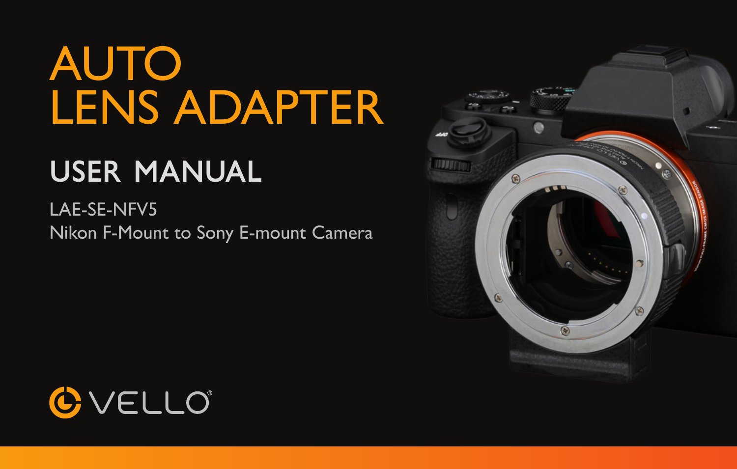# AUTO LENS ADAPTER

## USER MANUAL

LAE-SE-NFV5
Nikon F-Mount to Sony E-mount Camera

VELLO®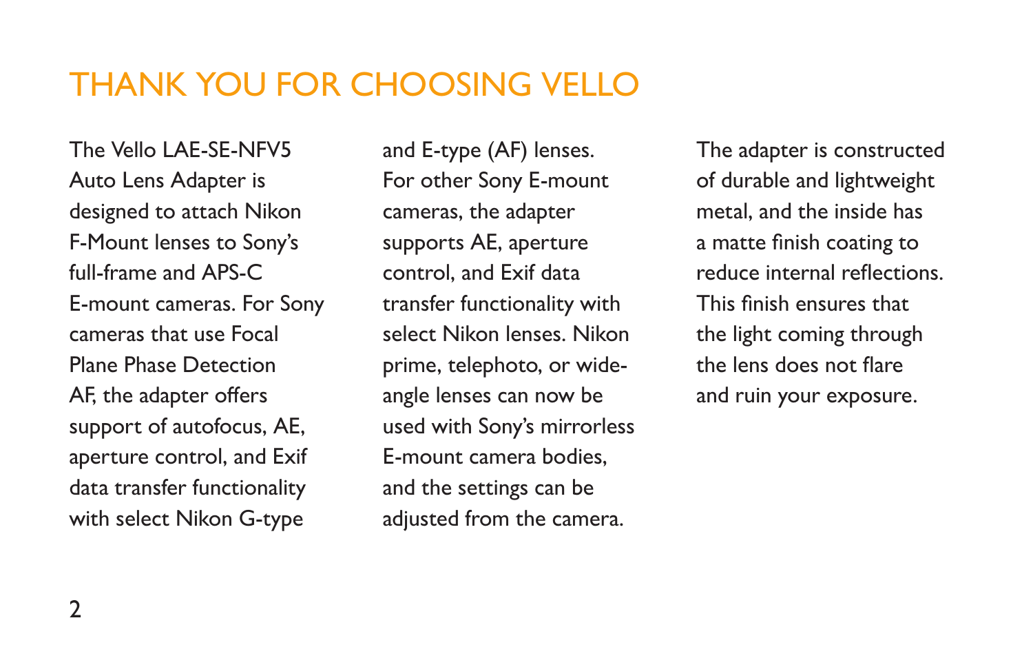# THANK YOU FOR CHOOSING VELLO

The Vello LAE-SE-NFV5 Auto Lens Adapter is designed to attach Nikon F-Mount lenses to Sony's full-frame and APS-C E-mount cameras. For Sony cameras that use Focal Plane Phase Detection AF, the adapter offers support of autofocus, AE, aperture control, and Exif data transfer functionality with select Nikon G-type and E-type (AF) lenses. For other Sony E-mount cameras, the adapter supports AE, aperture control, and Exif data transfer functionality with select Nikon lenses. Nikon prime, telephoto, or wide-angle lenses can now be used with Sony's mirrorless E-mount camera bodies, and the settings can be adjusted from the camera.

The adapter is constructed of durable and lightweight metal, and the inside has a matte finish coating to reduce internal reflections. This finish ensures that the light coming through the lens does not flare and ruin your exposure.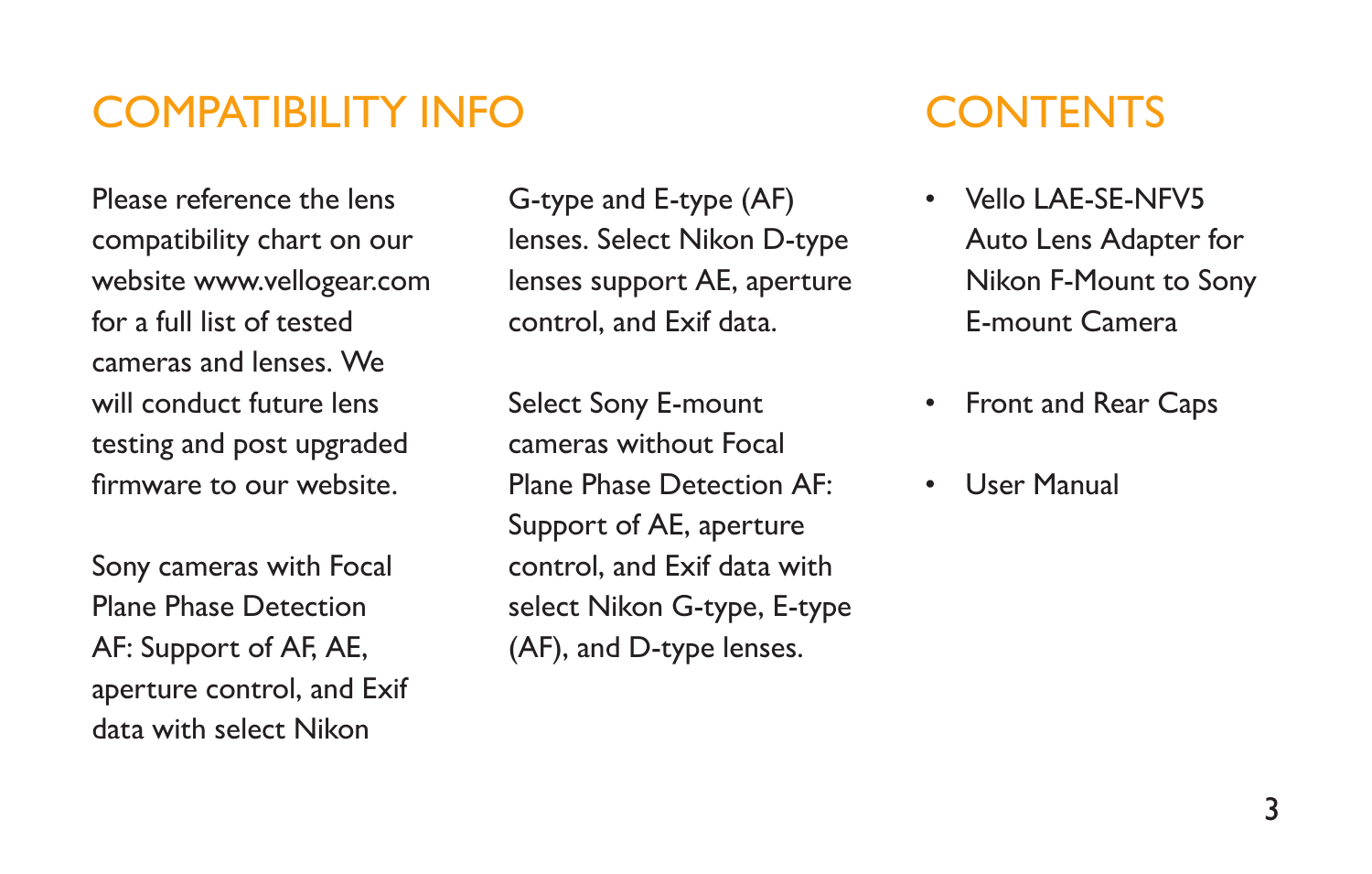# COMPATIBILITY INFO

Please reference the lens compatibility chart on our website www.vellogear.com for a full list of tested cameras and lenses. We will conduct future lens testing and post upgraded firmware to our website.

Sony cameras with Focal Plane Phase Detection AF: Support of AF, AE, aperture control, and Exif data with select Nikon G-type and E-type (AF) lenses. Select Nikon D-type lenses support AE, aperture control, and Exif data.

Select Sony E-mount cameras without Focal Plane Phase Detection AF: Support of AE, aperture control, and Exif data with select Nikon G-type, E-type (AF), and D-type lenses.

# CONTENTS

- Vello LAE-SE-NFV5 Auto Lens Adapter for Nikon F-Mount to Sony E-mount Camera
- Front and Rear Caps
- User Manual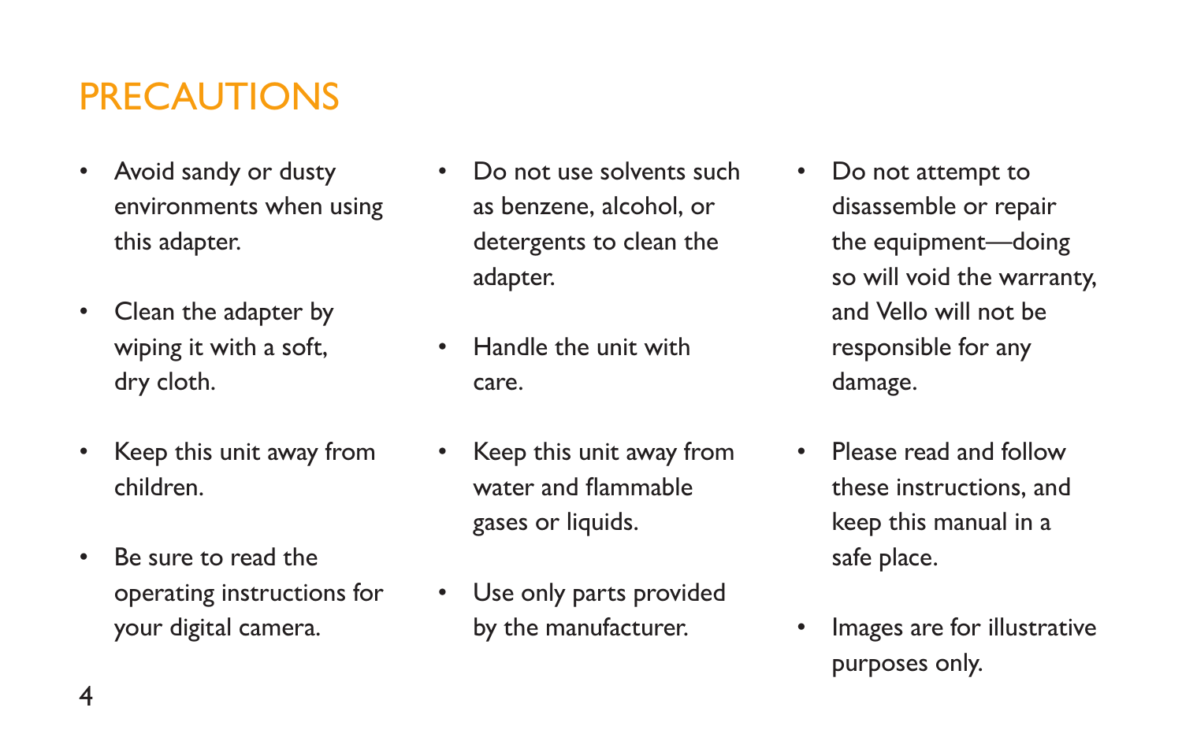# PRECAUTIONS

- Avoid sandy or dusty environments when using this adapter.
- Clean the adapter by wiping it with a soft, dry cloth.
- Keep this unit away from children.
- Be sure to read the operating instructions for your digital camera.
- Do not use solvents such as benzene, alcohol, or detergents to clean the adapter.
- Handle the unit with care.
- Keep this unit away from water and flammable gases or liquids.
- Use only parts provided by the manufacturer.
- Do not attempt to disassemble or repair the equipment—doing so will void the warranty, and Vello will not be responsible for any damage.
- Please read and follow these instructions, and keep this manual in a safe place.
- Images are for illustrative purposes only.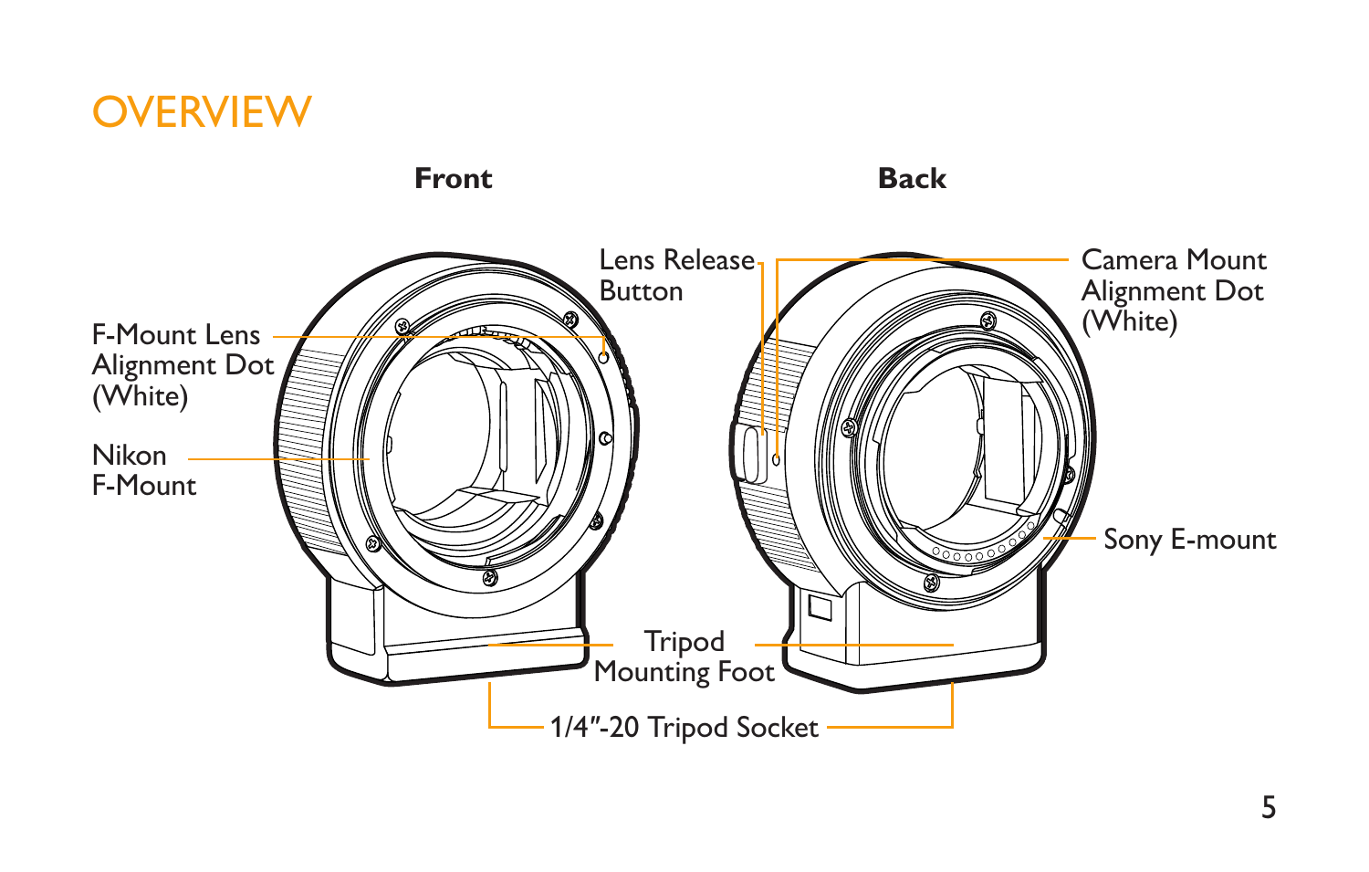# OVERVIEW

**Front**

**Back**

F-Mount Lens Alignment Dot (White)

Nikon F-Mount

Lens Release Button

Camera Mount Alignment Dot (White)

Sony E-mount

Tripod Mounting Foot

1/4″-20 Tripod Socket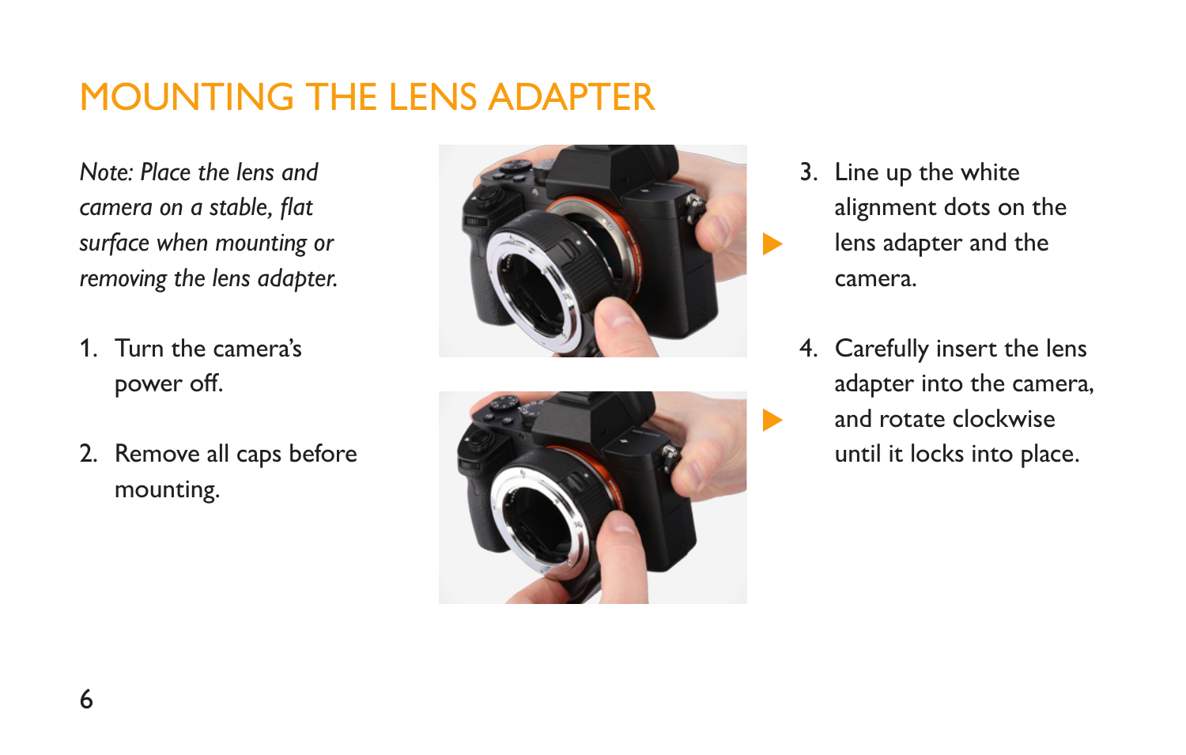# MOUNTING THE LENS ADAPTER

*Note: Place the lens and camera on a stable, flat surface when mounting or removing the lens adapter.*

1. Turn the camera's power off.
2. Remove all caps before mounting.
3. Line up the white alignment dots on the lens adapter and the camera.
4. Carefully insert the lens adapter into the camera, and rotate clockwise until it locks into place.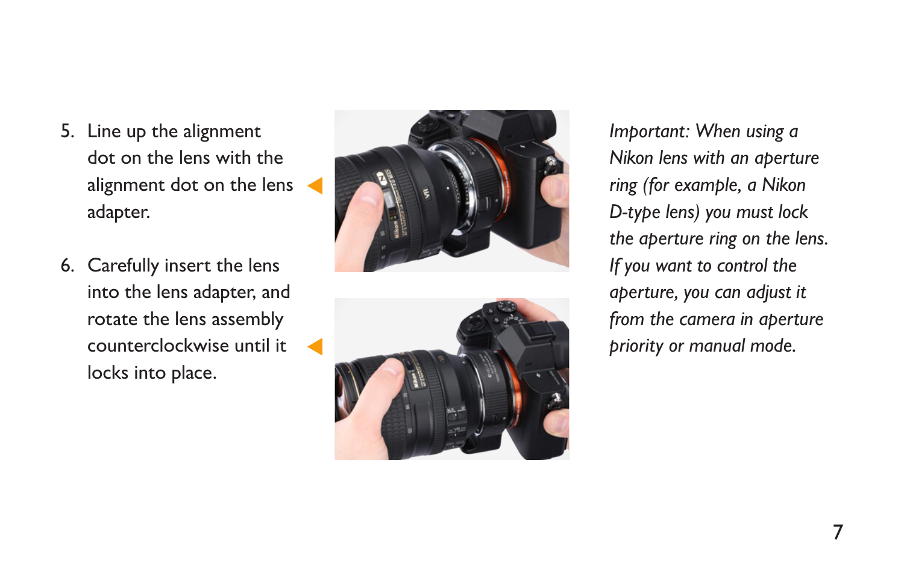5. Line up the alignment dot on the lens with the alignment dot on the lens adapter.

6. Carefully insert the lens into the lens adapter, and rotate the lens assembly counterclockwise until it locks into place.

*Important: When using a Nikon lens with an aperture ring (for example, a Nikon D-type lens) you must lock the aperture ring on the lens. If you want to control the aperture, you can adjust it from the camera in aperture priority or manual mode.*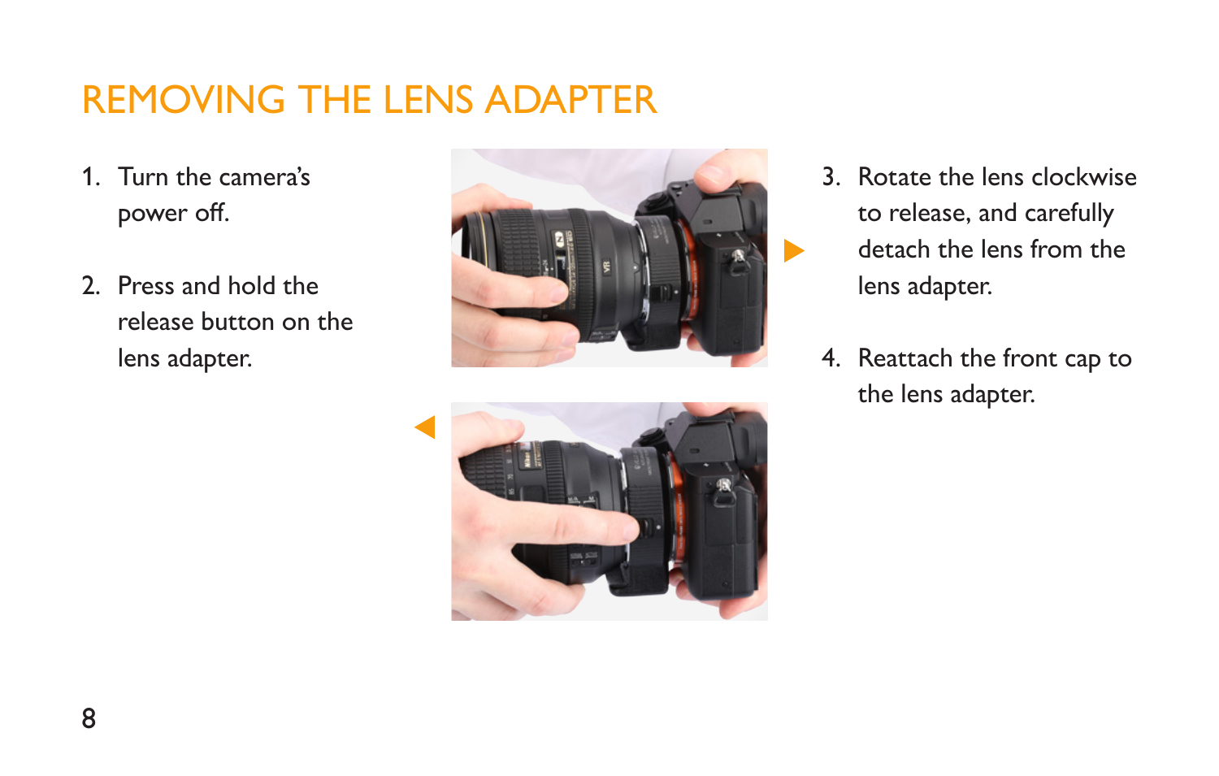# REMOVING THE LENS ADAPTER

1. Turn the camera's power off.

2. Press and hold the release button on the lens adapter.

3. Rotate the lens clockwise to release, and carefully detach the lens from the lens adapter.

4. Reattach the front cap to the lens adapter.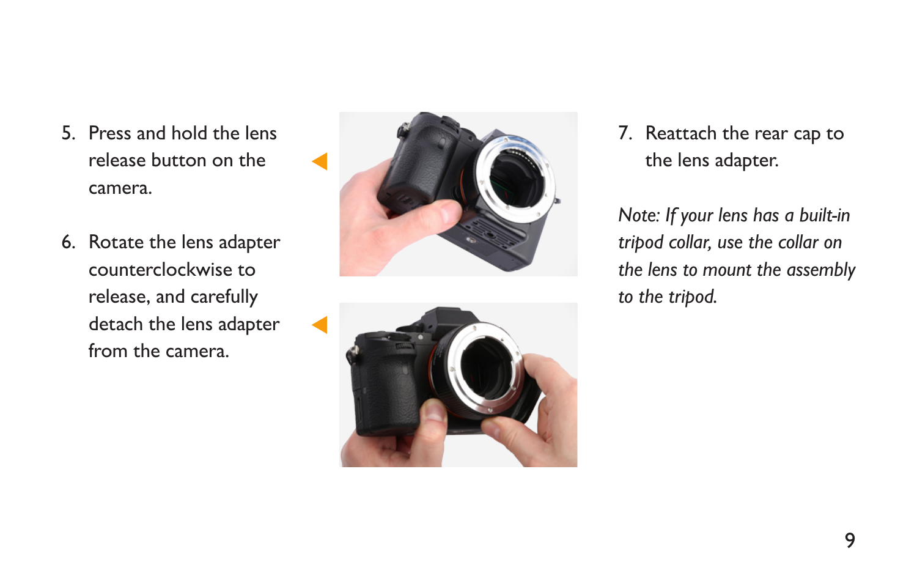5. Press and hold the lens release button on the camera.

6. Rotate the lens adapter counterclockwise to release, and carefully detach the lens adapter from the camera.

7. Reattach the rear cap to the lens adapter.

*Note: If your lens has a built-in tripod collar, use the collar on the lens to mount the assembly to the tripod.*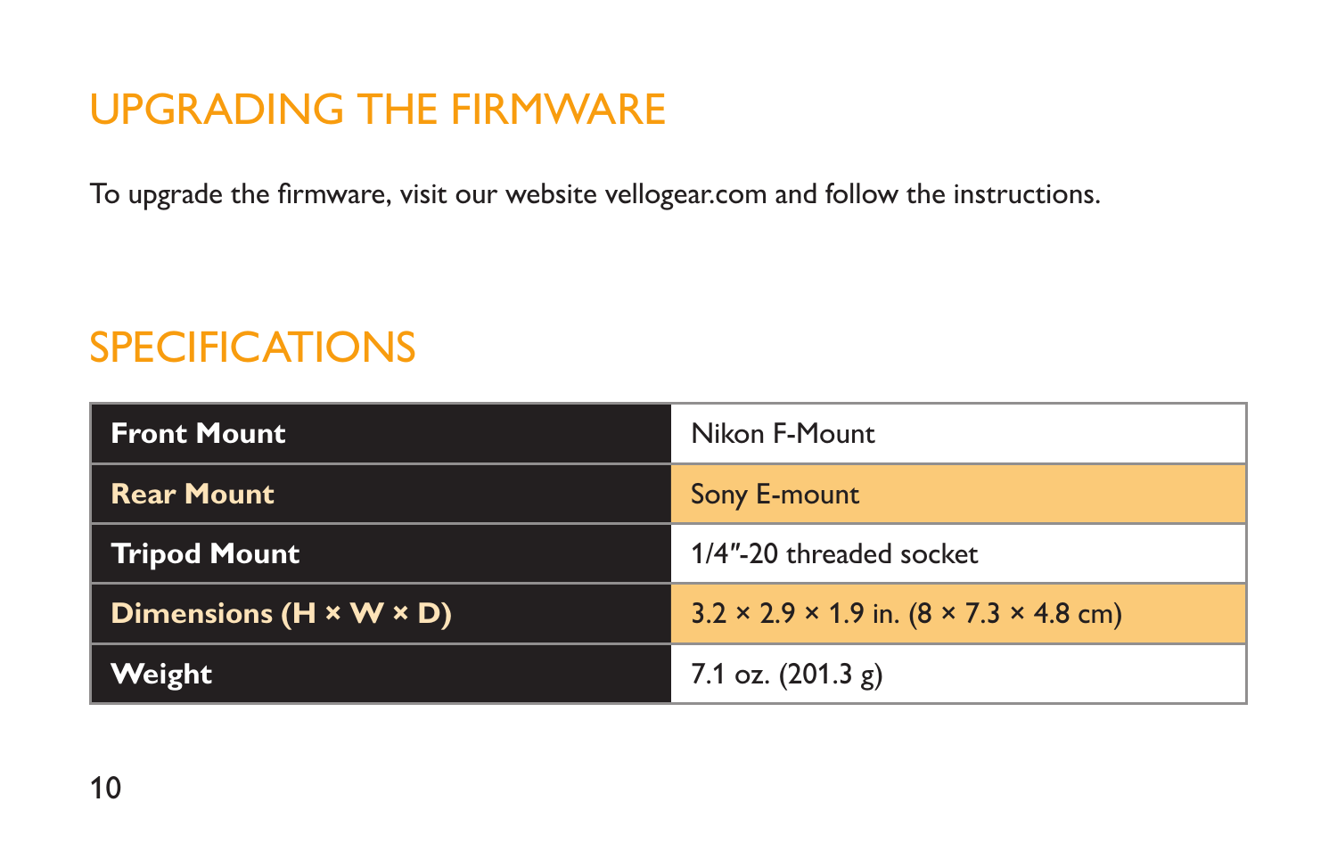## UPGRADING THE FIRMWARE

To upgrade the firmware, visit our website vellogear.com and follow the instructions.

## SPECIFICATIONS

| | |
|---|---|
| **Front Mount** | Nikon F-Mount |
| **Rear Mount** | Sony E-mount |
| **Tripod Mount** | 1/4″-20 threaded socket |
| **Dimensions (H × W × D)** | 3.2 × 2.9 × 1.9 in. (8 × 7.3 × 4.8 cm) |
| **Weight** | 7.1 oz. (201.3 g) |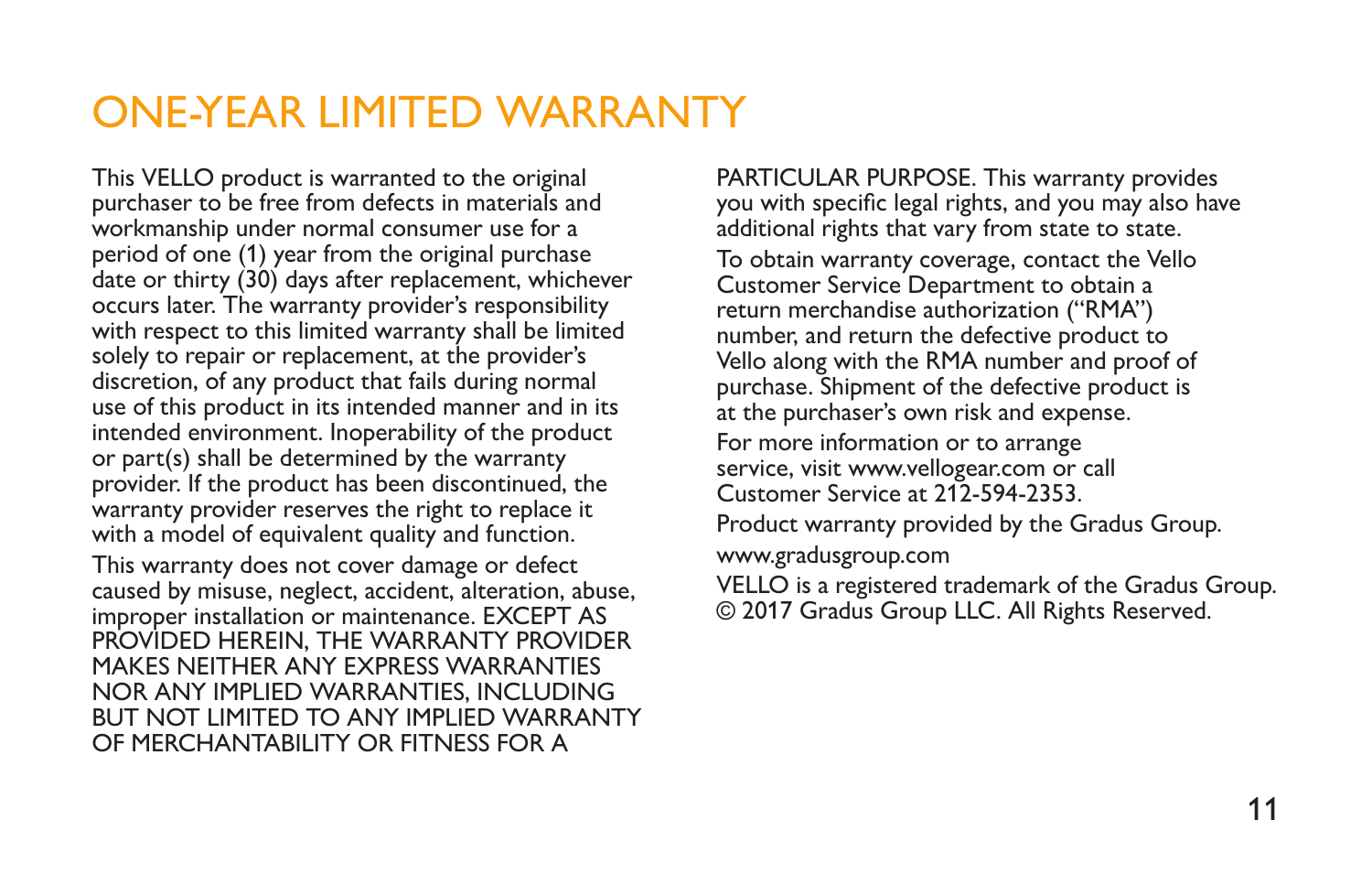# ONE-YEAR LIMITED WARRANTY

This VELLO product is warranted to the original purchaser to be free from defects in materials and workmanship under normal consumer use for a period of one (1) year from the original purchase date or thirty (30) days after replacement, whichever occurs later. The warranty provider's responsibility with respect to this limited warranty shall be limited solely to repair or replacement, at the provider's discretion, of any product that fails during normal use of this product in its intended manner and in its intended environment. Inoperability of the product or part(s) shall be determined by the warranty provider. If the product has been discontinued, the warranty provider reserves the right to replace it with a model of equivalent quality and function.

This warranty does not cover damage or defect caused by misuse, neglect, accident, alteration, abuse, improper installation or maintenance. EXCEPT AS PROVIDED HEREIN, THE WARRANTY PROVIDER MAKES NEITHER ANY EXPRESS WARRANTIES NOR ANY IMPLIED WARRANTIES, INCLUDING BUT NOT LIMITED TO ANY IMPLIED WARRANTY OF MERCHANTABILITY OR FITNESS FOR A PARTICULAR PURPOSE. This warranty provides you with specific legal rights, and you may also have additional rights that vary from state to state.

To obtain warranty coverage, contact the Vello Customer Service Department to obtain a return merchandise authorization ("RMA") number, and return the defective product to Vello along with the RMA number and proof of purchase. Shipment of the defective product is at the purchaser's own risk and expense.

For more information or to arrange service, visit www.vellogear.com or call Customer Service at 212-594-2353.

Product warranty provided by the Gradus Group.

www.gradusgroup.com

VELLO is a registered trademark of the Gradus Group.
© 2017 Gradus Group LLC. All Rights Reserved.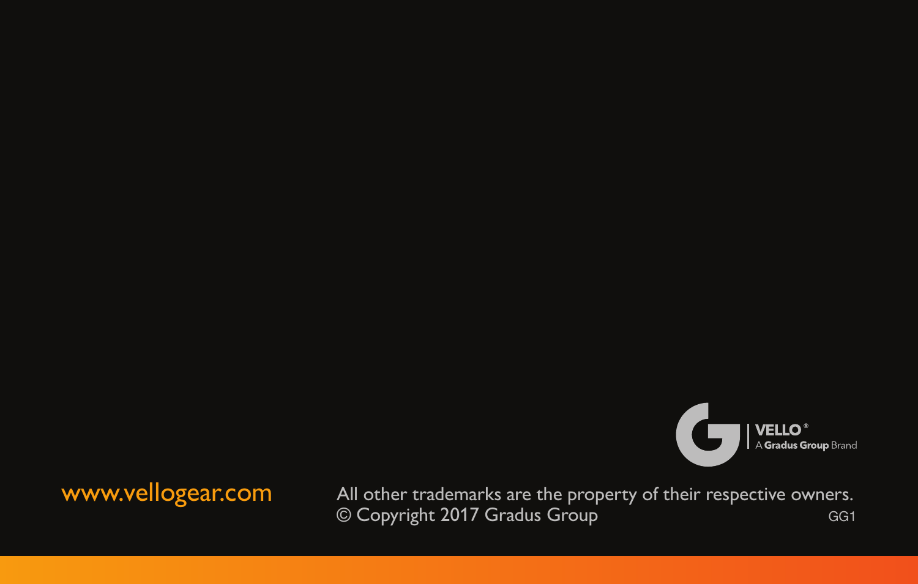VELLO®
A Gradus Group Brand

www.vellogear.com

All other trademarks are the property of their respective owners.
© Copyright 2017 Gradus Group

GG1